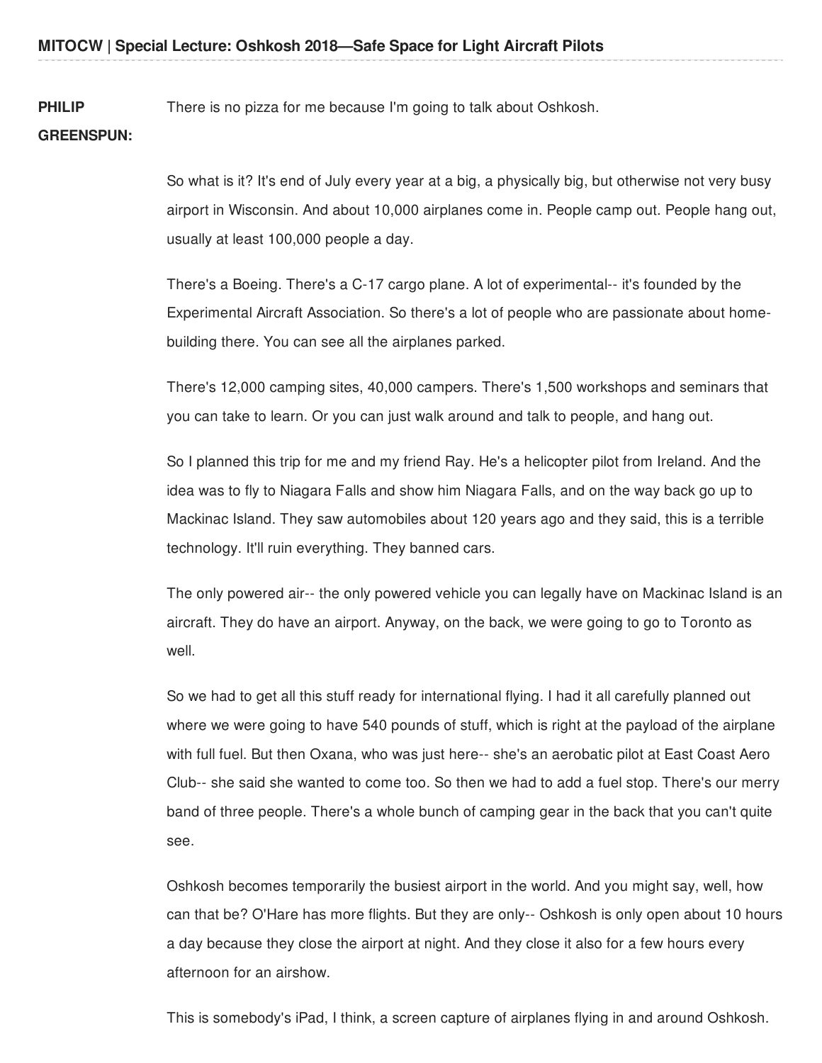**PHILIP GREENSPUN:** There is no pizza for me because I'm going to talk about Oshkosh.

So what is it? It's end of July every year at a big, a physically big, but otherwise not very busy airport in Wisconsin. And about 10,000 airplanes come in. People camp out. People hang out, usually at least 100,000 people a day.

There's a Boeing. There's a C-17 cargo plane. A lot of experimental-- it's founded by the Experimental Aircraft Association. So there's a lot of people who are passionate about home-building there. You can see all the airplanes parked.

There's 12,000 camping sites, 40,000 campers. There's 1,500 workshops and seminars that you can take to learn. Or you can just walk around and talk to people, and hang out.

So I planned this trip for me and my friend Ray. He's a helicopter pilot from Ireland. And the idea was to fly to Niagara Falls and show him Niagara Falls, and on the way back go up to Mackinac Island. They saw automobiles about 120 years ago and they said, this is a terrible technology. It'll ruin everything. They banned cars.

The only powered air-- the only powered vehicle you can legally have on Mackinac Island is an aircraft. They do have an airport. Anyway, on the back, we were going to go to Toronto as well.

So we had to get all this stuff ready for international flying. I had it all carefully planned out where we were going to have 540 pounds of stuff, which is right at the payload of the airplane with full fuel. But then Oxana, who was just here-- she's an aerobatic pilot at East Coast Aero Club-- she said she wanted to come too. So then we had to add a fuel stop. There's our merry band of three people. There's a whole bunch of camping gear in the back that you can't quite see.

Oshkosh becomes temporarily the busiest airport in the world. And you might say, well, how can that be? O'Hare has more flights. But they are only-- Oshkosh is only open about 10 hours a day because they close the airport at night. And they close it also for a few hours every afternoon for an airshow.

This is somebody's iPad, I think, a screen capture of airplanes flying in and around Oshkosh.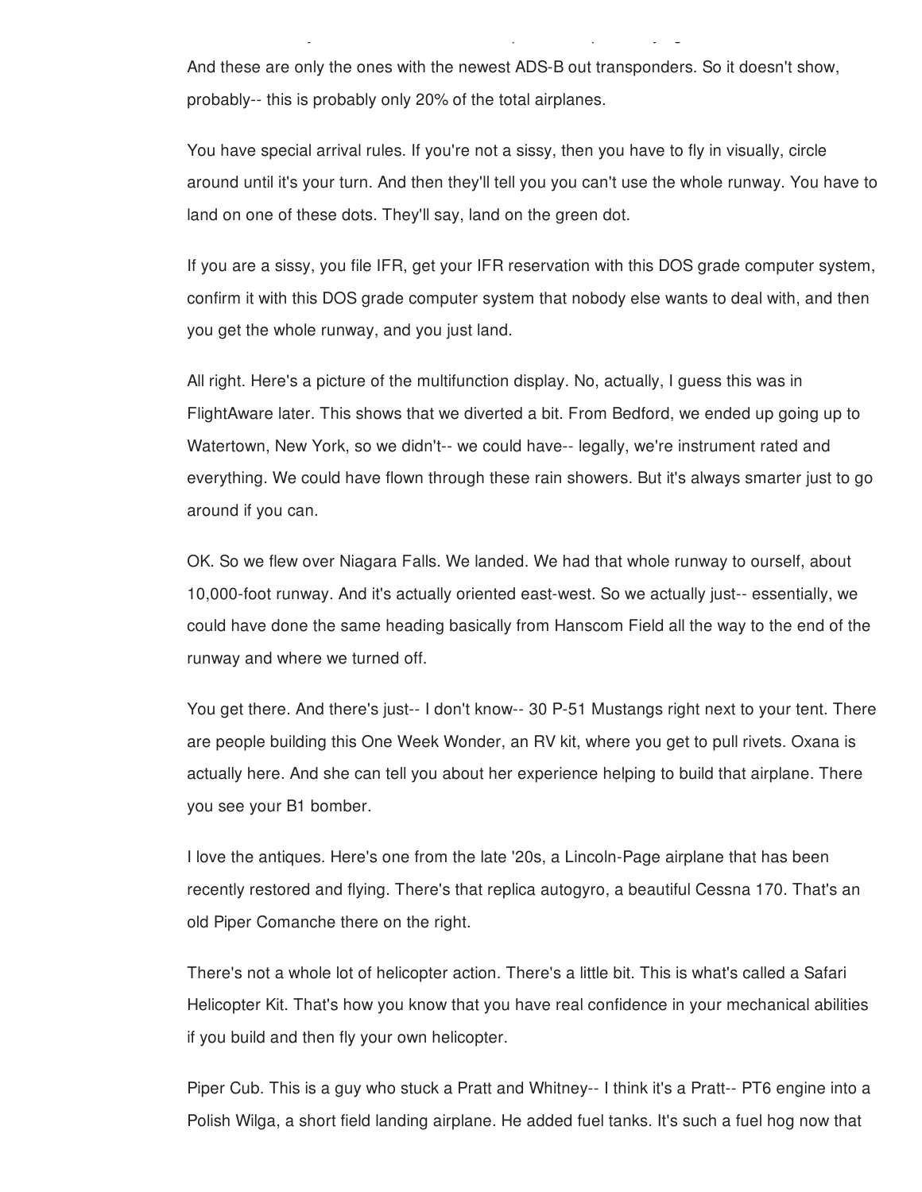And these are only the ones with the newest ADS-B out transponders. So it doesn't show, probably-- this is probably only 20% of the total airplanes.

You have special arrival rules. If you're not a sissy, then you have to fly in visually, circle around until it's your turn. And then they'll tell you you can't use the whole runway. You have to land on one of these dots. They'll say, land on the green dot.

If you are a sissy, you file IFR, get your IFR reservation with this DOS grade computer system, confirm it with this DOS grade computer system that nobody else wants to deal with, and then you get the whole runway, and you just land.

All right. Here's a picture of the multifunction display. No, actually, I guess this was in FlightAware later. This shows that we diverted a bit. From Bedford, we ended up going up to Watertown, New York, so we didn't-- we could have-- legally, we're instrument rated and everything. We could have flown through these rain showers. But it's always smarter just to go around if you can.

OK. So we flew over Niagara Falls. We landed. We had that whole runway to ourself, about 10,000-foot runway. And it's actually oriented east-west. So we actually just-- essentially, we could have done the same heading basically from Hanscom Field all the way to the end of the runway and where we turned off.

You get there. And there's just-- I don't know-- 30 P-51 Mustangs right next to your tent. There are people building this One Week Wonder, an RV kit, where you get to pull rivets. Oxana is actually here. And she can tell you about her experience helping to build that airplane. There you see your B1 bomber.

I love the antiques. Here's one from the late '20s, a Lincoln-Page airplane that has been recently restored and flying. There's that replica autogyro, a beautiful Cessna 170. That's an old Piper Comanche there on the right.

There's not a whole lot of helicopter action. There's a little bit. This is what's called a Safari Helicopter Kit. That's how you know that you have real confidence in your mechanical abilities if you build and then fly your own helicopter.

Piper Cub. This is a guy who stuck a Pratt and Whitney-- I think it's a Pratt-- PT6 engine into a Polish Wilga, a short field landing airplane. He added fuel tanks. It's such a fuel hog now that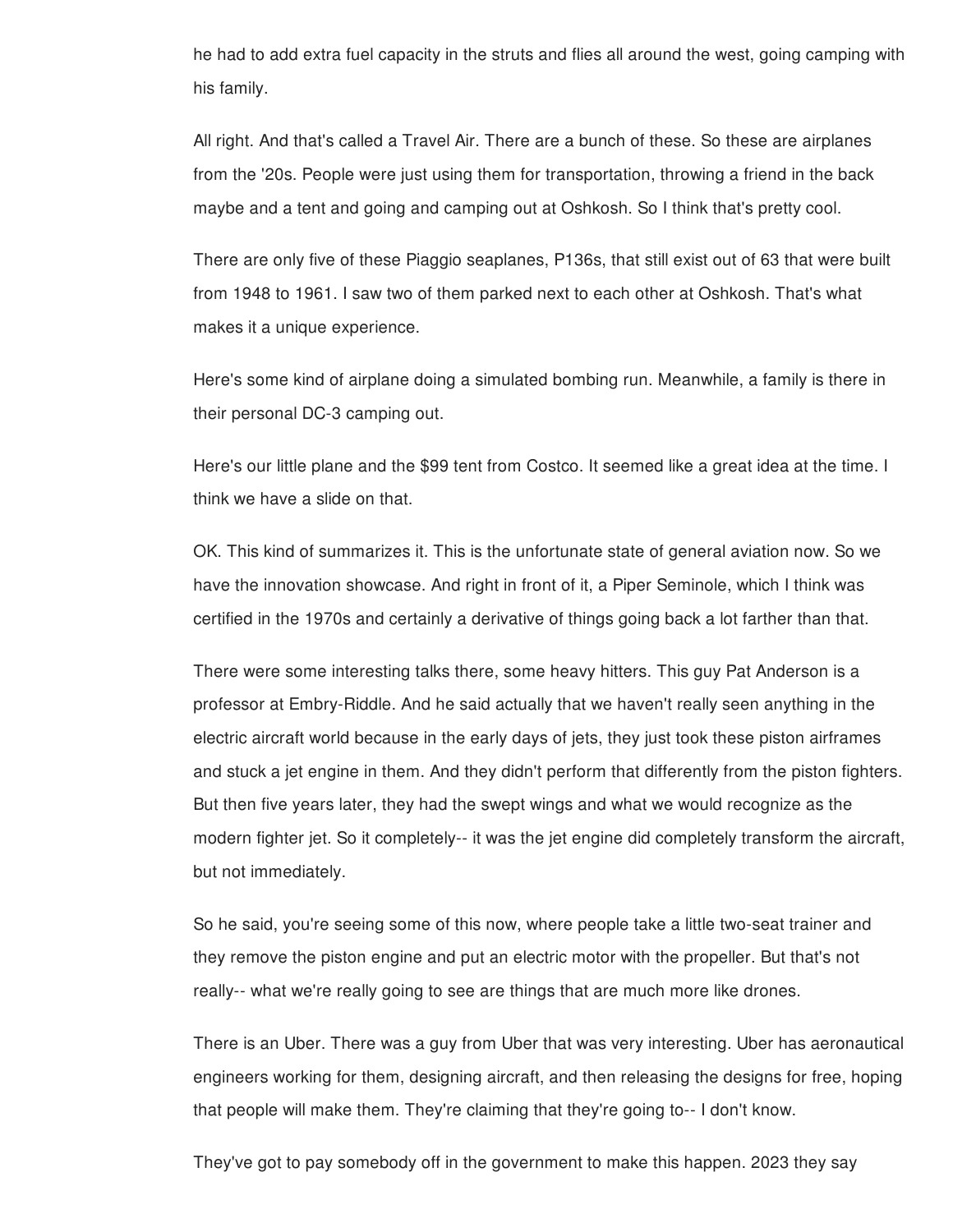he had to add extra fuel capacity in the struts and flies all around the west, going camping with his family.

All right. And that's called a Travel Air. There are a bunch of these. So these are airplanes from the '20s. People were just using them for transportation, throwing a friend in the back maybe and a tent and going and camping out at Oshkosh. So I think that's pretty cool.

There are only five of these Piaggio seaplanes, P136s, that still exist out of 63 that were built from 1948 to 1961. I saw two of them parked next to each other at Oshkosh. That's what makes it a unique experience.

Here's some kind of airplane doing a simulated bombing run. Meanwhile, a family is there in their personal DC-3 camping out.

Here's our little plane and the $99 tent from Costco. It seemed like a great idea at the time. I think we have a slide on that.

OK. This kind of summarizes it. This is the unfortunate state of general aviation now. So we have the innovation showcase. And right in front of it, a Piper Seminole, which I think was certified in the 1970s and certainly a derivative of things going back a lot farther than that.

There were some interesting talks there, some heavy hitters. This guy Pat Anderson is a professor at Embry-Riddle. And he said actually that we haven't really seen anything in the electric aircraft world because in the early days of jets, they just took these piston airframes and stuck a jet engine in them. And they didn't perform that differently from the piston fighters. But then five years later, they had the swept wings and what we would recognize as the modern fighter jet. So it completely-- it was the jet engine did completely transform the aircraft, but not immediately.

So he said, you're seeing some of this now, where people take a little two-seat trainer and they remove the piston engine and put an electric motor with the propeller. But that's not really-- what we're really going to see are things that are much more like drones.

There is an Uber. There was a guy from Uber that was very interesting. Uber has aeronautical engineers working for them, designing aircraft, and then releasing the designs for free, hoping that people will make them. They're claiming that they're going to-- I don't know.

They've got to pay somebody off in the government to make this happen. 2023 they say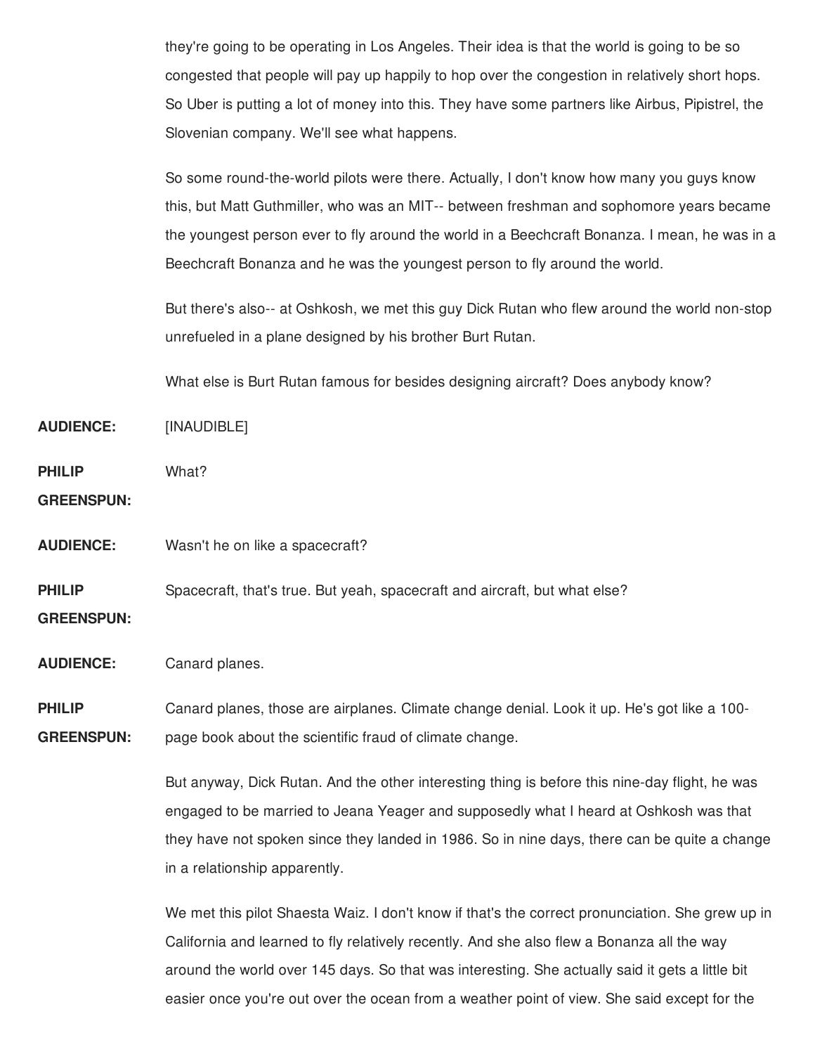they're going to be operating in Los Angeles. Their idea is that the world is going to be so congested that people will pay up happily to hop over the congestion in relatively short hops. So Uber is putting a lot of money into this. They have some partners like Airbus, Pipistrel, the Slovenian company. We'll see what happens.

So some round-the-world pilots were there. Actually, I don't know how many you guys know this, but Matt Guthmiller, who was an MIT-- between freshman and sophomore years became the youngest person ever to fly around the world in a Beechcraft Bonanza. I mean, he was in a Beechcraft Bonanza and he was the youngest person to fly around the world.

But there's also-- at Oshkosh, we met this guy Dick Rutan who flew around the world non-stop unrefueled in a plane designed by his brother Burt Rutan.

What else is Burt Rutan famous for besides designing aircraft? Does anybody know?

**AUDIENCE:** [INAUDIBLE]

**PHILIP GREENSPUN:** What?

**AUDIENCE:** Wasn't he on like a spacecraft?

**PHILIP GREENSPUN:** Spacecraft, that's true. But yeah, spacecraft and aircraft, but what else?

**AUDIENCE:** Canard planes.

**PHILIP GREENSPUN:** Canard planes, those are airplanes. Climate change denial. Look it up. He's got like a 100-page book about the scientific fraud of climate change.

But anyway, Dick Rutan. And the other interesting thing is before this nine-day flight, he was engaged to be married to Jeana Yeager and supposedly what I heard at Oshkosh was that they have not spoken since they landed in 1986. So in nine days, there can be quite a change in a relationship apparently.

We met this pilot Shaesta Waiz. I don't know if that's the correct pronunciation. She grew up in California and learned to fly relatively recently. And she also flew a Bonanza all the way around the world over 145 days. So that was interesting. She actually said it gets a little bit easier once you're out over the ocean from a weather point of view. She said except for the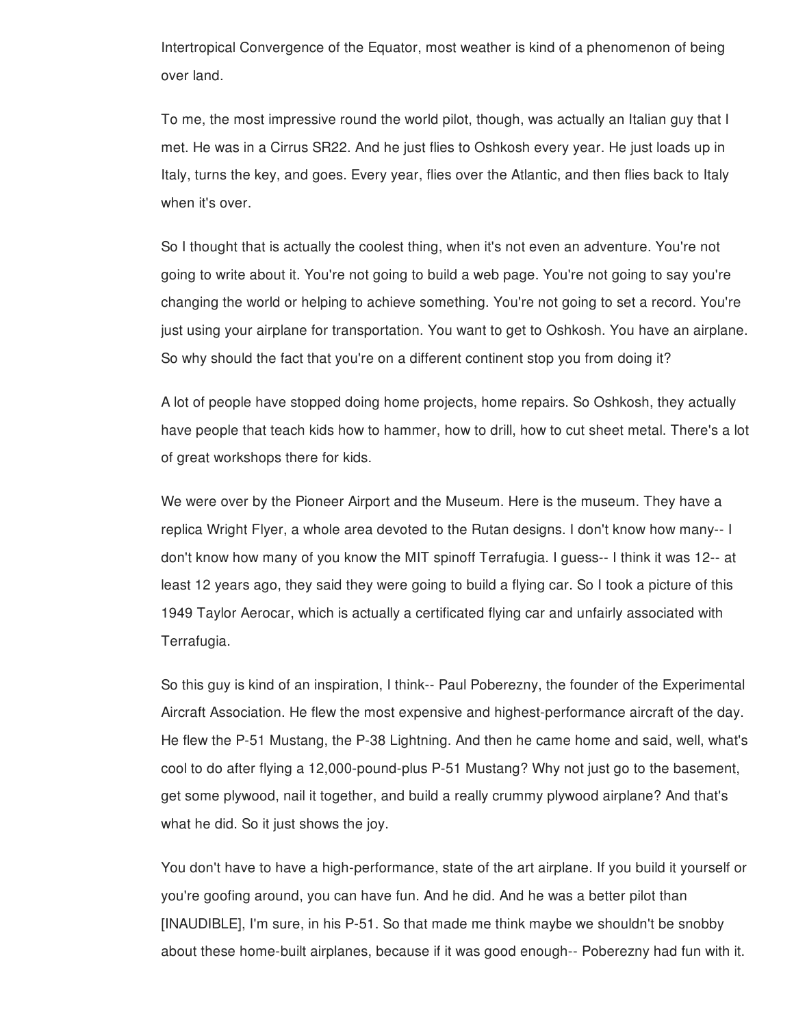Intertropical Convergence of the Equator, most weather is kind of a phenomenon of being over land.

To me, the most impressive round the world pilot, though, was actually an Italian guy that I met. He was in a Cirrus SR22. And he just flies to Oshkosh every year. He just loads up in Italy, turns the key, and goes. Every year, flies over the Atlantic, and then flies back to Italy when it's over.

So I thought that is actually the coolest thing, when it's not even an adventure. You're not going to write about it. You're not going to build a web page. You're not going to say you're changing the world or helping to achieve something. You're not going to set a record. You're just using your airplane for transportation. You want to get to Oshkosh. You have an airplane. So why should the fact that you're on a different continent stop you from doing it?

A lot of people have stopped doing home projects, home repairs. So Oshkosh, they actually have people that teach kids how to hammer, how to drill, how to cut sheet metal. There's a lot of great workshops there for kids.

We were over by the Pioneer Airport and the Museum. Here is the museum. They have a replica Wright Flyer, a whole area devoted to the Rutan designs. I don't know how many-- I don't know how many of you know the MIT spinoff Terrafugia. I guess-- I think it was 12-- at least 12 years ago, they said they were going to build a flying car. So I took a picture of this 1949 Taylor Aerocar, which is actually a certificated flying car and unfairly associated with Terrafugia.

So this guy is kind of an inspiration, I think-- Paul Poberezny, the founder of the Experimental Aircraft Association. He flew the most expensive and highest-performance aircraft of the day. He flew the P-51 Mustang, the P-38 Lightning. And then he came home and said, well, what's cool to do after flying a 12,000-pound-plus P-51 Mustang? Why not just go to the basement, get some plywood, nail it together, and build a really crummy plywood airplane? And that's what he did. So it just shows the joy.

You don't have to have a high-performance, state of the art airplane. If you build it yourself or you're goofing around, you can have fun. And he did. And he was a better pilot than [INAUDIBLE], I'm sure, in his P-51. So that made me think maybe we shouldn't be snobby about these home-built airplanes, because if it was good enough-- Poberezny had fun with it.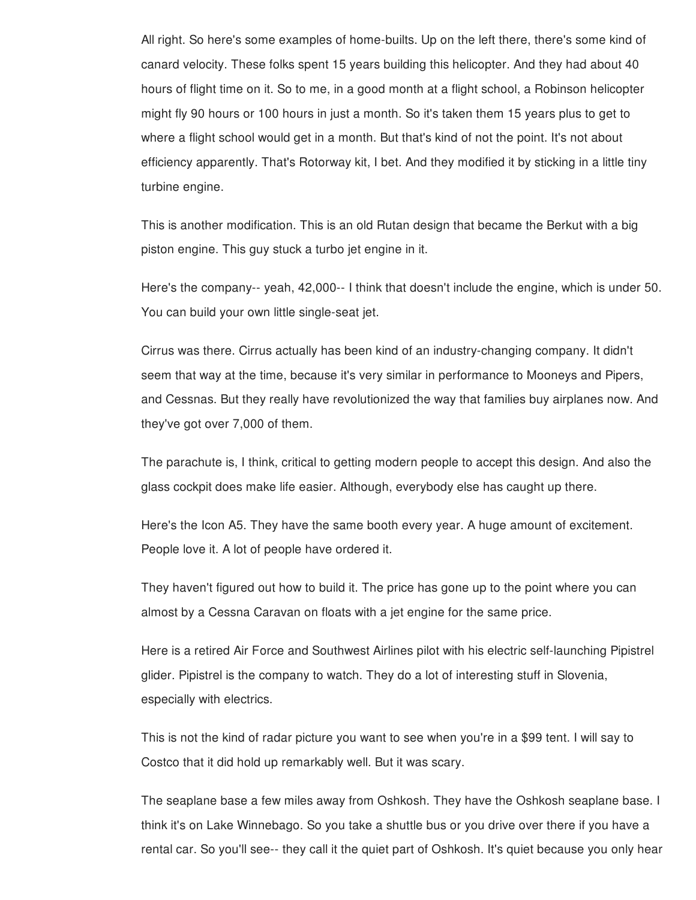All right. So here's some examples of home-builts. Up on the left there, there's some kind of canard velocity. These folks spent 15 years building this helicopter. And they had about 40 hours of flight time on it. So to me, in a good month at a flight school, a Robinson helicopter might fly 90 hours or 100 hours in just a month. So it's taken them 15 years plus to get to where a flight school would get in a month. But that's kind of not the point. It's not about efficiency apparently. That's Rotorway kit, I bet. And they modified it by sticking in a little tiny turbine engine.

This is another modification. This is an old Rutan design that became the Berkut with a big piston engine. This guy stuck a turbo jet engine in it.

Here's the company-- yeah, 42,000-- I think that doesn't include the engine, which is under 50. You can build your own little single-seat jet.

Cirrus was there. Cirrus actually has been kind of an industry-changing company. It didn't seem that way at the time, because it's very similar in performance to Mooneys and Pipers, and Cessnas. But they really have revolutionized the way that families buy airplanes now. And they've got over 7,000 of them.

The parachute is, I think, critical to getting modern people to accept this design. And also the glass cockpit does make life easier. Although, everybody else has caught up there.

Here's the Icon A5. They have the same booth every year. A huge amount of excitement. People love it. A lot of people have ordered it.

They haven't figured out how to build it. The price has gone up to the point where you can almost by a Cessna Caravan on floats with a jet engine for the same price.

Here is a retired Air Force and Southwest Airlines pilot with his electric self-launching Pipistrel glider. Pipistrel is the company to watch. They do a lot of interesting stuff in Slovenia, especially with electrics.

This is not the kind of radar picture you want to see when you're in a $99 tent. I will say to Costco that it did hold up remarkably well. But it was scary.

The seaplane base a few miles away from Oshkosh. They have the Oshkosh seaplane base. I think it's on Lake Winnebago. So you take a shuttle bus or you drive over there if you have a rental car. So you'll see-- they call it the quiet part of Oshkosh. It's quiet because you only hear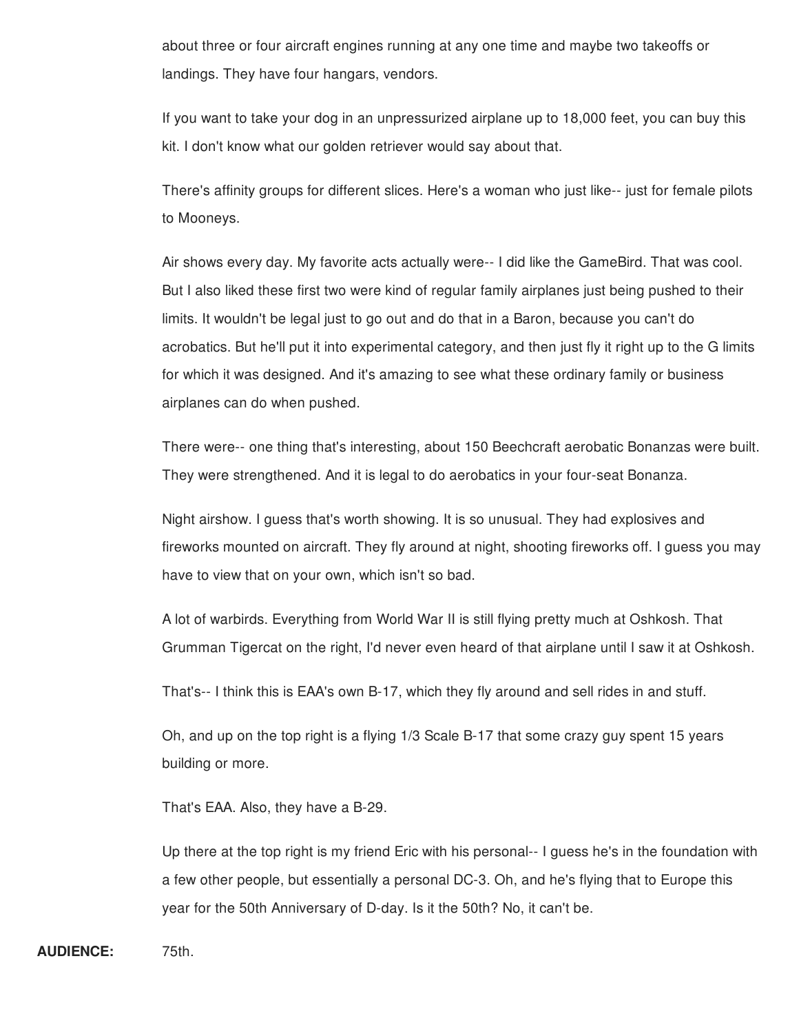about three or four aircraft engines running at any one time and maybe two takeoffs or landings. They have four hangars, vendors.

If you want to take your dog in an unpressurized airplane up to 18,000 feet, you can buy this kit. I don't know what our golden retriever would say about that.

There's affinity groups for different slices. Here's a woman who just like-- just for female pilots to Mooneys.

Air shows every day. My favorite acts actually were-- I did like the GameBird. That was cool. But I also liked these first two were kind of regular family airplanes just being pushed to their limits. It wouldn't be legal just to go out and do that in a Baron, because you can't do acrobatics. But he'll put it into experimental category, and then just fly it right up to the G limits for which it was designed. And it's amazing to see what these ordinary family or business airplanes can do when pushed.

There were-- one thing that's interesting, about 150 Beechcraft aerobatic Bonanzas were built. They were strengthened. And it is legal to do aerobatics in your four-seat Bonanza.

Night airshow. I guess that's worth showing. It is so unusual. They had explosives and fireworks mounted on aircraft. They fly around at night, shooting fireworks off. I guess you may have to view that on your own, which isn't so bad.

A lot of warbirds. Everything from World War II is still flying pretty much at Oshkosh. That Grumman Tigercat on the right, I'd never even heard of that airplane until I saw it at Oshkosh.

That's-- I think this is EAA's own B-17, which they fly around and sell rides in and stuff.

Oh, and up on the top right is a flying 1/3 Scale B-17 that some crazy guy spent 15 years building or more.

That's EAA. Also, they have a B-29.

Up there at the top right is my friend Eric with his personal-- I guess he's in the foundation with a few other people, but essentially a personal DC-3. Oh, and he's flying that to Europe this year for the 50th Anniversary of D-day. Is it the 50th? No, it can't be.

**AUDIENCE:** 75th.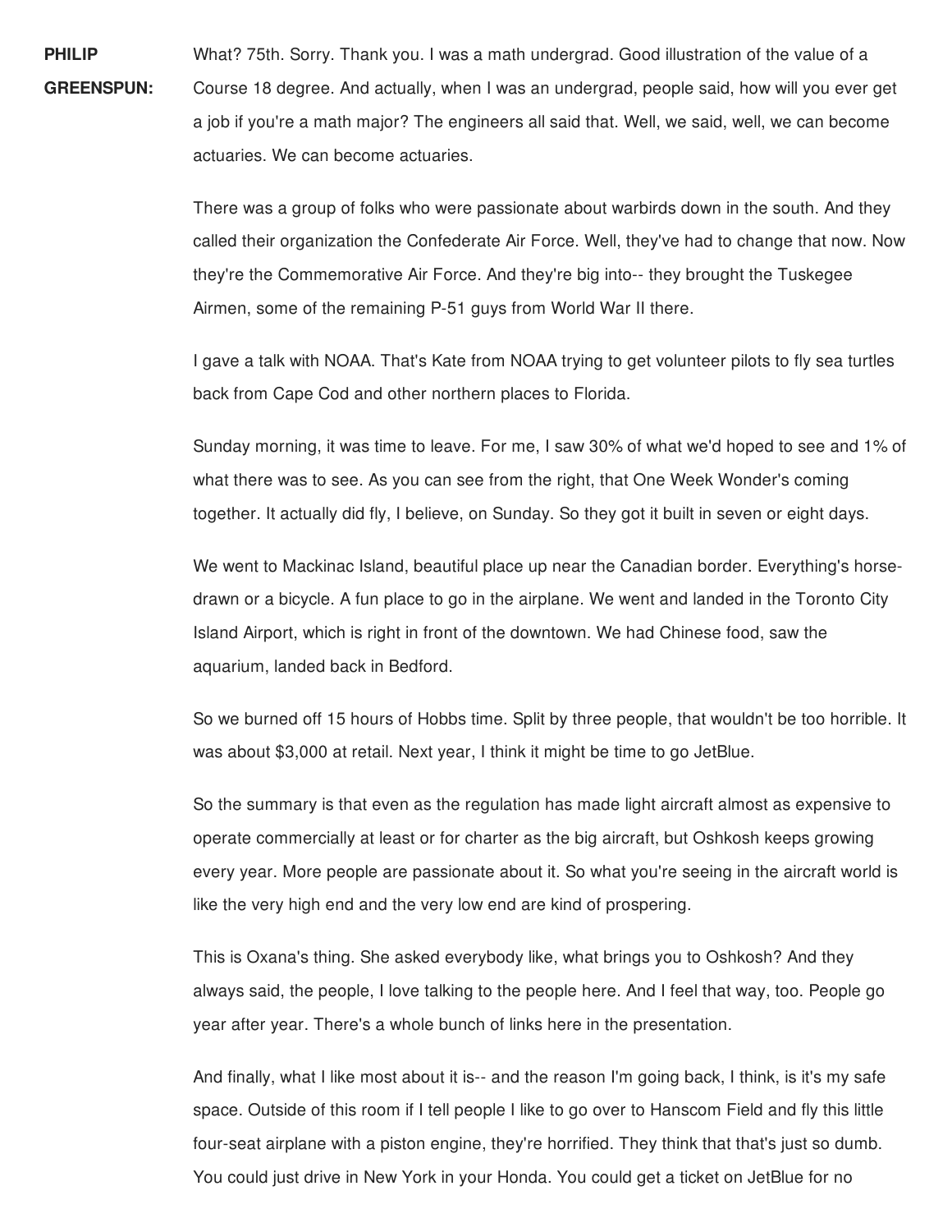**PHILIP GREENSPUN:** What? 75th. Sorry. Thank you. I was a math undergrad. Good illustration of the value of a Course 18 degree. And actually, when I was an undergrad, people said, how will you ever get a job if you're a math major? The engineers all said that. Well, we said, well, we can become actuaries. We can become actuaries.

There was a group of folks who were passionate about warbirds down in the south. And they called their organization the Confederate Air Force. Well, they've had to change that now. Now they're the Commemorative Air Force. And they're big into-- they brought the Tuskegee Airmen, some of the remaining P-51 guys from World War II there.

I gave a talk with NOAA. That's Kate from NOAA trying to get volunteer pilots to fly sea turtles back from Cape Cod and other northern places to Florida.

Sunday morning, it was time to leave. For me, I saw 30% of what we'd hoped to see and 1% of what there was to see. As you can see from the right, that One Week Wonder's coming together. It actually did fly, I believe, on Sunday. So they got it built in seven or eight days.

We went to Mackinac Island, beautiful place up near the Canadian border. Everything's horse-drawn or a bicycle. A fun place to go in the airplane. We went and landed in the Toronto City Island Airport, which is right in front of the downtown. We had Chinese food, saw the aquarium, landed back in Bedford.

So we burned off 15 hours of Hobbs time. Split by three people, that wouldn't be too horrible. It was about $3,000 at retail. Next year, I think it might be time to go JetBlue.

So the summary is that even as the regulation has made light aircraft almost as expensive to operate commercially at least or for charter as the big aircraft, but Oshkosh keeps growing every year. More people are passionate about it. So what you're seeing in the aircraft world is like the very high end and the very low end are kind of prospering.

This is Oxana's thing. She asked everybody like, what brings you to Oshkosh? And they always said, the people, I love talking to the people here. And I feel that way, too. People go year after year. There's a whole bunch of links here in the presentation.

And finally, what I like most about it is-- and the reason I'm going back, I think, is it's my safe space. Outside of this room if I tell people I like to go over to Hanscom Field and fly this little four-seat airplane with a piston engine, they're horrified. They think that that's just so dumb. You could just drive in New York in your Honda. You could get a ticket on JetBlue for no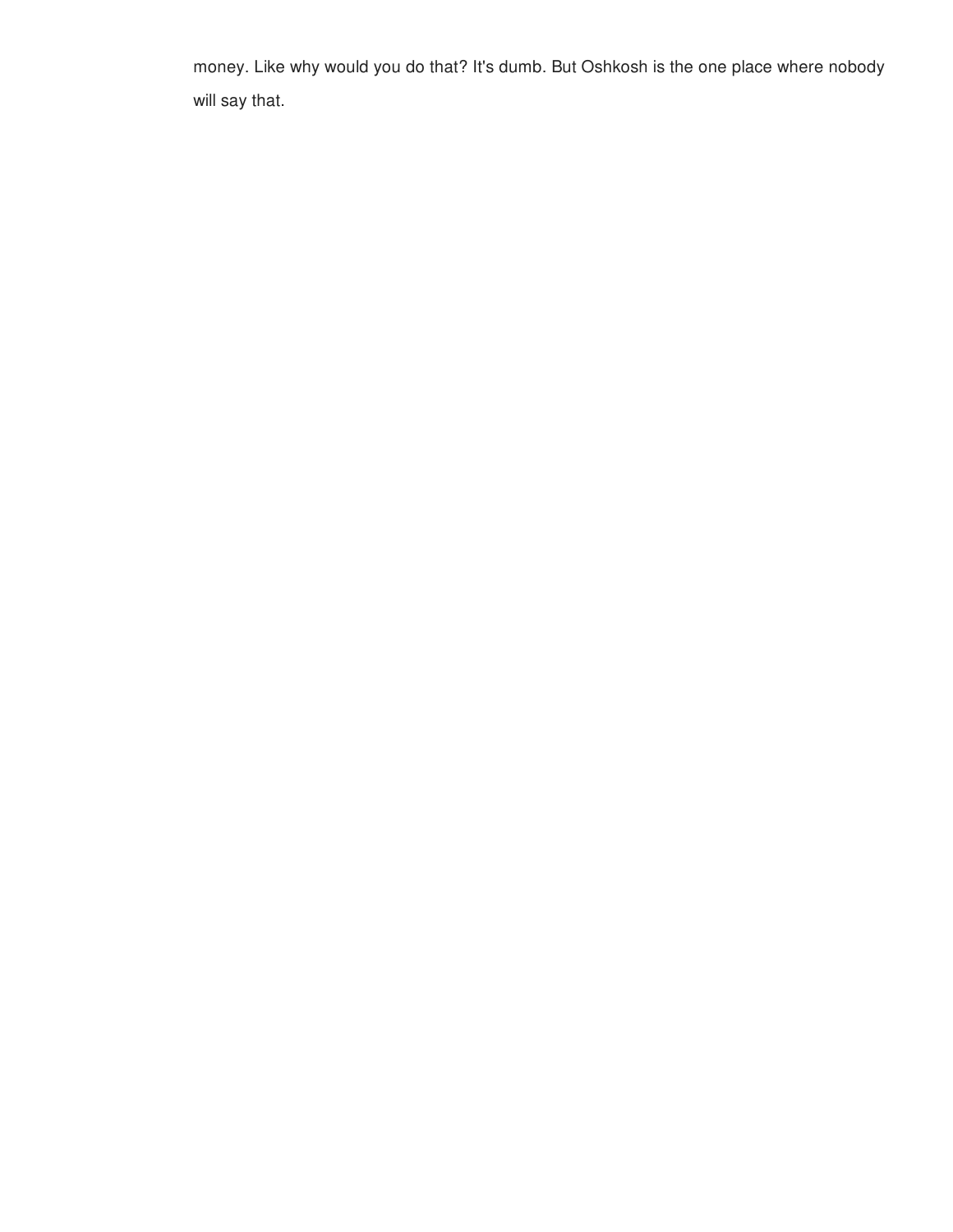money. Like why would you do that? It's dumb. But Oshkosh is the one place where nobody will say that.